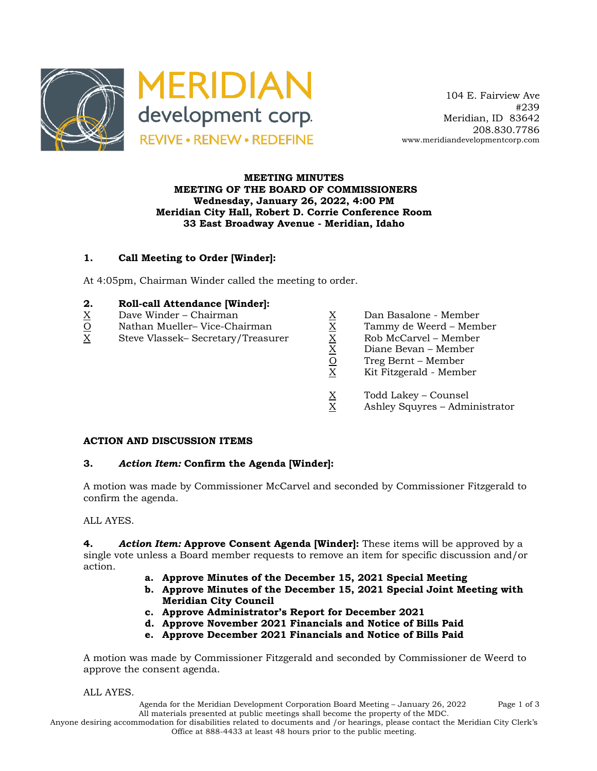MERIDIAN development corp.
REVIVE • RENEW • REDEFINE

104 E. Fairview Ave
#239
Meridian, ID 83642
208.830.7786
www.meridiandevelopmentcorp.com

**MEETING MINUTES**
**MEETING OF THE BOARD OF COMMISSIONERS**
**Wednesday, January 26, 2022, 4:00 PM**
**Meridian City Hall, Robert D. Corrie Conference Room**
**33 East Broadway Avenue - Meridian, Idaho**

**1. Call Meeting to Order [Winder]:**

At 4:05pm, Chairman Winder called the meeting to order.

**2. Roll-call Attendance [Winder]:**

X Dave Winder – Chairman
O Nathan Mueller– Vice-Chairman
X Steve Vlassek– Secretary/Treasurer
X Dan Basalone - Member
X Tammy de Weerd – Member
X Rob McCarvel – Member
X Diane Bevan – Member
O Treg Bernt – Member
X Kit Fitzgerald - Member

X Todd Lakey – Counsel
X Ashley Squyres – Administrator

**ACTION AND DISCUSSION ITEMS**

**3. *Action Item:* Confirm the Agenda [Winder]:**

A motion was made by Commissioner McCarvel and seconded by Commissioner Fitzgerald to confirm the agenda.

ALL AYES.

**4. *Action Item:* Approve Consent Agenda [Winder]:** These items will be approved by a single vote unless a Board member requests to remove an item for specific discussion and/or action.

a. **Approve Minutes of the December 15, 2021 Special Meeting**
b. **Approve Minutes of the December 15, 2021 Special Joint Meeting with Meridian City Council**
c. **Approve Administrator's Report for December 2021**
d. **Approve November 2021 Financials and Notice of Bills Paid**
e. **Approve December 2021 Financials and Notice of Bills Paid**

A motion was made by Commissioner Fitzgerald and seconded by Commissioner de Weerd to approve the consent agenda.

ALL AYES.

All materials presented at public meetings shall become the property of the MDC.
Anyone desiring accommodation for disabilities related to documents and /or hearings, please contact the Meridian City Clerk's Office at 888-4433 at least 48 hours prior to the public meeting.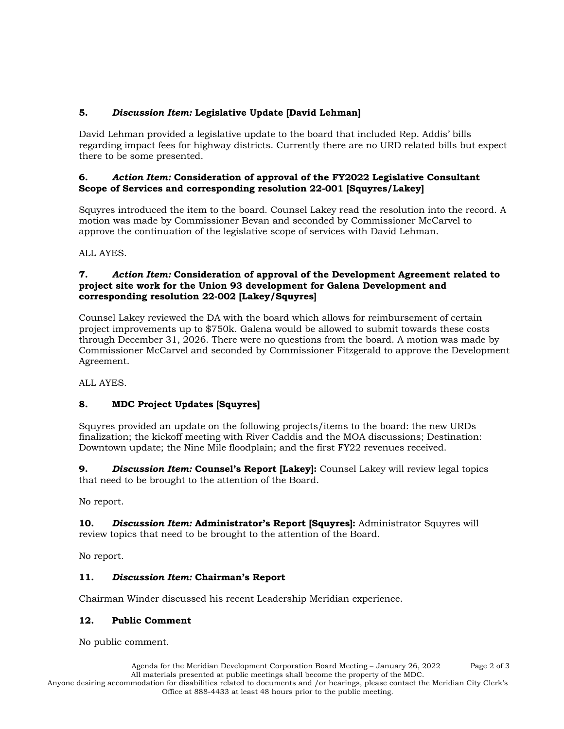**5.** ***Discussion Item:*** **Legislative Update [David Lehman]**

David Lehman provided a legislative update to the board that included Rep. Addis' bills regarding impact fees for highway districts. Currently there are no URD related bills but expect there to be some presented.

**6.** ***Action Item:*** **Consideration of approval of the FY2022 Legislative Consultant Scope of Services and corresponding resolution 22-001 [Squyres/Lakey]**

Squyres introduced the item to the board. Counsel Lakey read the resolution into the record. A motion was made by Commissioner Bevan and seconded by Commissioner McCarvel to approve the continuation of the legislative scope of services with David Lehman.

ALL AYES.

**7.** ***Action Item:*** **Consideration of approval of the Development Agreement related to project site work for the Union 93 development for Galena Development and corresponding resolution 22-002 [Lakey/Squyres]**

Counsel Lakey reviewed the DA with the board which allows for reimbursement of certain project improvements up to $750k. Galena would be allowed to submit towards these costs through December 31, 2026. There were no questions from the board. A motion was made by Commissioner McCarvel and seconded by Commissioner Fitzgerald to approve the Development Agreement.

ALL AYES.

**8.** **MDC Project Updates [Squyres]**

Squyres provided an update on the following projects/items to the board: the new URDs finalization; the kickoff meeting with River Caddis and the MOA discussions; Destination: Downtown update; the Nine Mile floodplain; and the first FY22 revenues received.

**9.** ***Discussion Item:*** **Counsel's Report [Lakey]:** Counsel Lakey will review legal topics that need to be brought to the attention of the Board.

No report.

**10.** ***Discussion Item:*** **Administrator's Report [Squyres]:** Administrator Squyres will review topics that need to be brought to the attention of the Board.

No report.

**11.** ***Discussion Item:*** **Chairman's Report**

Chairman Winder discussed his recent Leadership Meridian experience.

**12.** **Public Comment**

No public comment.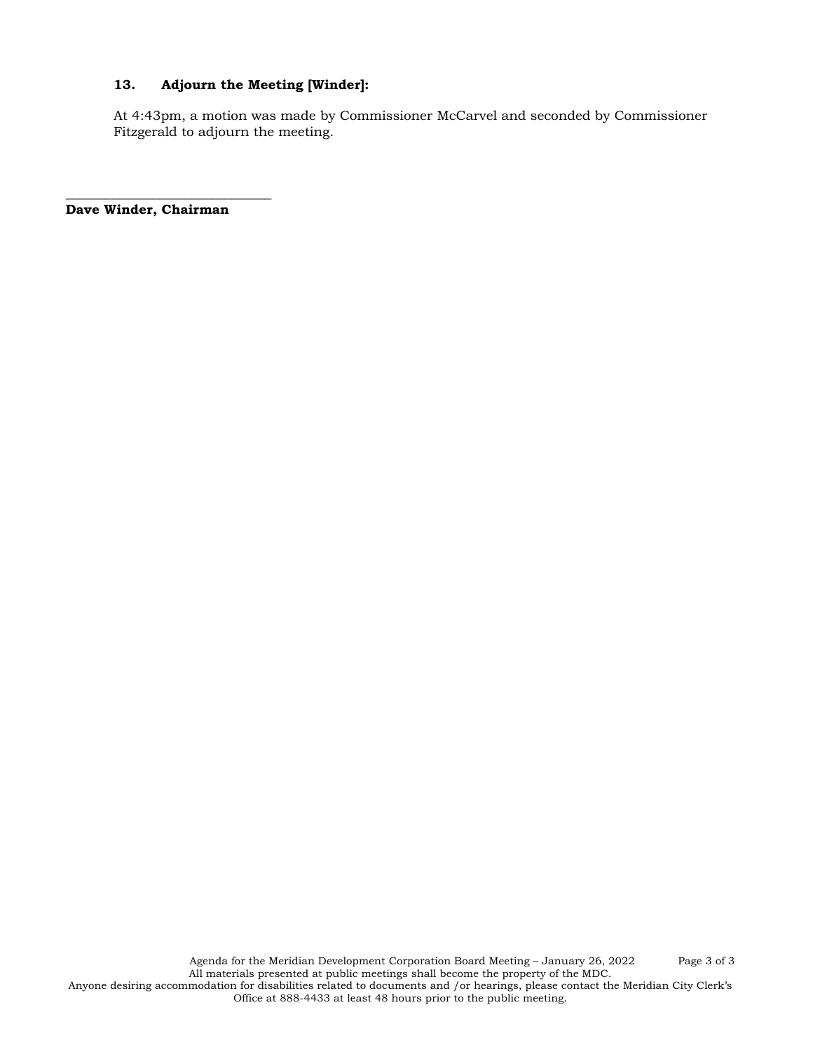### 13. Adjourn the Meeting [Winder]:

At 4:43pm, a motion was made by Commissioner McCarvel and seconded by Commissioner Fitzgerald to adjourn the meeting.

\_\_\_\_\_\_\_\_\_\_\_\_\_\_\_\_\_\_\_\_\_\_\_\_\_\_\_\_\_\_\_\_

**Dave Winder, Chairman**

Agenda for the Meridian Development Corporation Board Meeting – January 26, 2022

All materials presented at public meetings shall become the property of the MDC.

Anyone desiring accommodation for disabilities related to documents and /or hearings, please contact the Meridian City Clerk's Office at 888-4433 at least 48 hours prior to the public meeting.